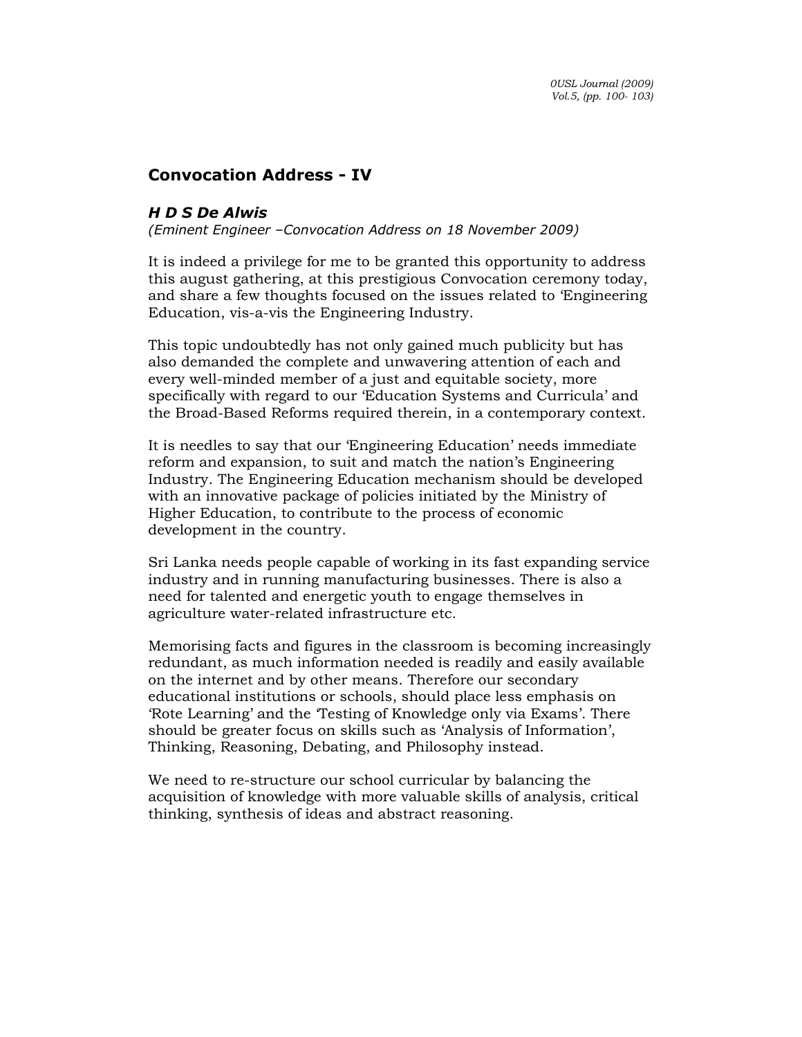# Convocation Address - IV

## *H D S De Alwis*

*(Eminent Engineer –Convocation Address on 18 November 2009)*

It is indeed a privilege for me to be granted this opportunity to address this august gathering, at this prestigious Convocation ceremony today, and share a few thoughts focused on the issues related to 'Engineering Education, vis-a-vis the Engineering Industry.

This topic undoubtedly has not only gained much publicity but has also demanded the complete and unwavering attention of each and every well-minded member of a just and equitable society, more specifically with regard to our 'Education Systems and Curricula' and the Broad-Based Reforms required therein, in a contemporary context.

It is needles to say that our 'Engineering Education' needs immediate reform and expansion, to suit and match the nation's Engineering Industry. The Engineering Education mechanism should be developed with an innovative package of policies initiated by the Ministry of Higher Education, to contribute to the process of economic development in the country.

Sri Lanka needs people capable of working in its fast expanding service industry and in running manufacturing businesses. There is also a need for talented and energetic youth to engage themselves in agriculture water-related infrastructure etc.

Memorising facts and figures in the classroom is becoming increasingly redundant, as much information needed is readily and easily available on the internet and by other means. Therefore our secondary educational institutions or schools, should place less emphasis on 'Rote Learning' and the 'Testing of Knowledge only via Exams'. There should be greater focus on skills such as 'Analysis of Information', Thinking, Reasoning, Debating, and Philosophy instead.

We need to re-structure our school curricular by balancing the acquisition of knowledge with more valuable skills of analysis, critical thinking, synthesis of ideas and abstract reasoning.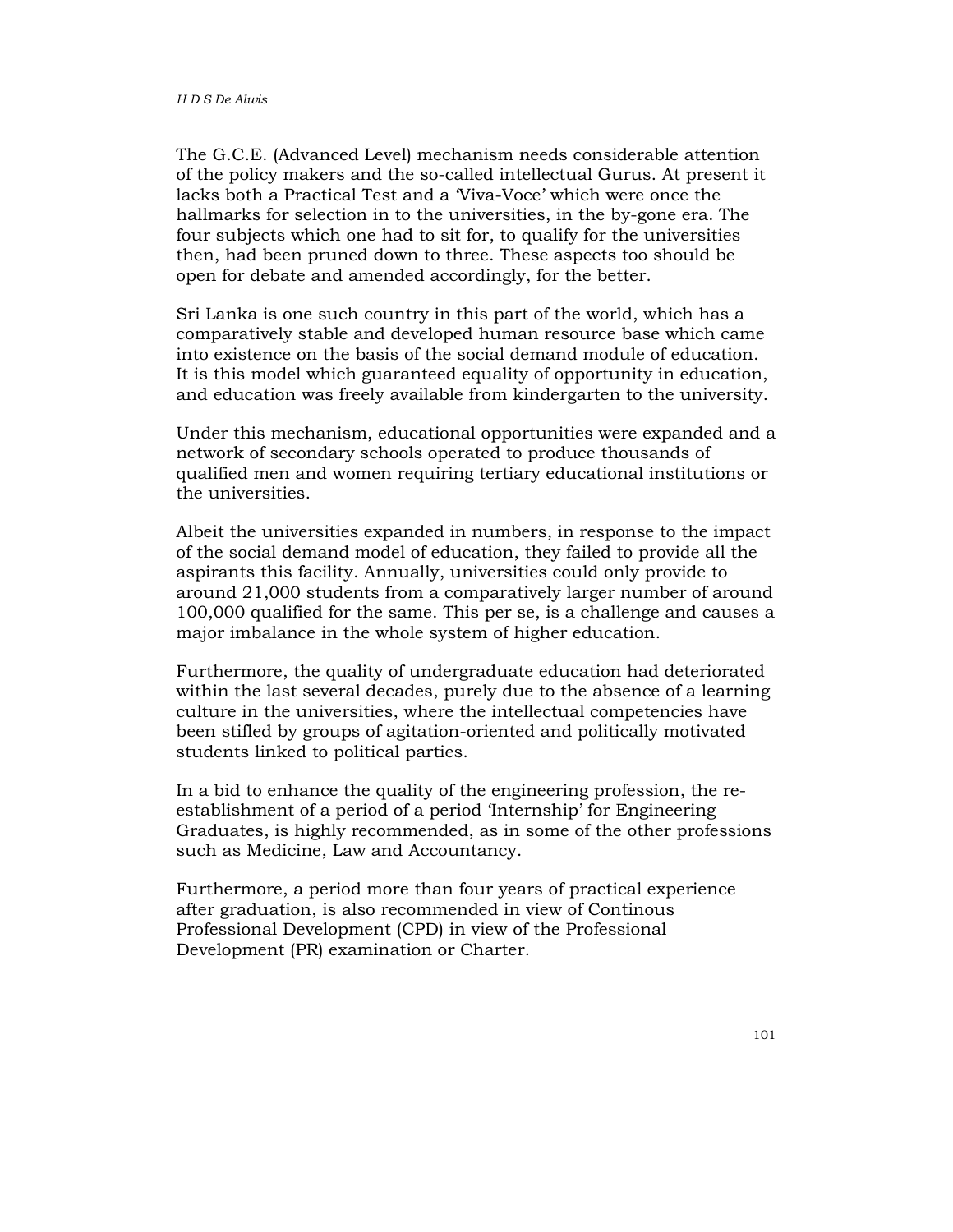The G.C.E. (Advanced Level) mechanism needs considerable attention of the policy makers and the so-called intellectual Gurus. At present it lacks both a Practical Test and a 'Viva-Voce' which were once the hallmarks for selection in to the universities, in the by-gone era. The four subjects which one had to sit for, to qualify for the universities then, had been pruned down to three. These aspects too should be open for debate and amended accordingly, for the better.

Sri Lanka is one such country in this part of the world, which has a comparatively stable and developed human resource base which came into existence on the basis of the social demand module of education. It is this model which guaranteed equality of opportunity in education, and education was freely available from kindergarten to the university.

Under this mechanism, educational opportunities were expanded and a network of secondary schools operated to produce thousands of qualified men and women requiring tertiary educational institutions or the universities.

Albeit the universities expanded in numbers, in response to the impact of the social demand model of education, they failed to provide all the aspirants this facility. Annually, universities could only provide to around 21,000 students from a comparatively larger number of around 100,000 qualified for the same. This per se, is a challenge and causes a major imbalance in the whole system of higher education.

Furthermore, the quality of undergraduate education had deteriorated within the last several decades, purely due to the absence of a learning culture in the universities, where the intellectual competencies have been stifled by groups of agitation-oriented and politically motivated students linked to political parties.

In a bid to enhance the quality of the engineering profession, the re-establishment of a period of a period 'Internship' for Engineering Graduates, is highly recommended, as in some of the other professions such as Medicine, Law and Accountancy.

Furthermore, a period more than four years of practical experience after graduation, is also recommended in view of Continous Professional Development (CPD) in view of the Professional Development (PR) examination or Charter.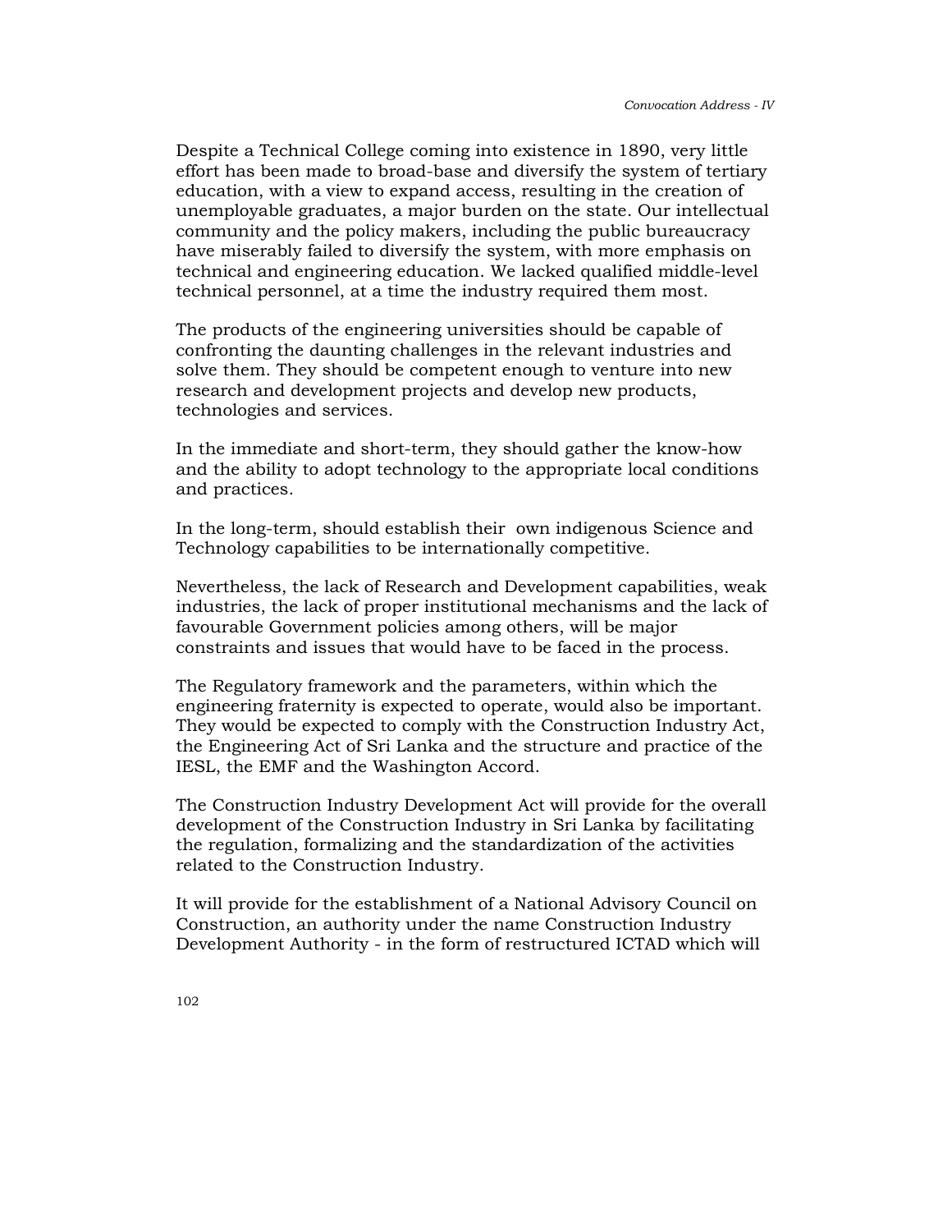Despite a Technical College coming into existence in 1890, very little effort has been made to broad-base and diversify the system of tertiary education, with a view to expand access, resulting in the creation of unemployable graduates, a major burden on the state. Our intellectual community and the policy makers, including the public bureaucracy have miserably failed to diversify the system, with more emphasis on technical and engineering education. We lacked qualified middle-level technical personnel, at a time the industry required them most.

The products of the engineering universities should be capable of confronting the daunting challenges in the relevant industries and solve them. They should be competent enough to venture into new research and development projects and develop new products, technologies and services.

In the immediate and short-term, they should gather the know-how and the ability to adopt technology to the appropriate local conditions and practices.

In the long-term, should establish their own indigenous Science and Technology capabilities to be internationally competitive.

Nevertheless, the lack of Research and Development capabilities, weak industries, the lack of proper institutional mechanisms and the lack of favourable Government policies among others, will be major constraints and issues that would have to be faced in the process.

The Regulatory framework and the parameters, within which the engineering fraternity is expected to operate, would also be important. They would be expected to comply with the Construction Industry Act, the Engineering Act of Sri Lanka and the structure and practice of the IESL, the EMF and the Washington Accord.

The Construction Industry Development Act will provide for the overall development of the Construction Industry in Sri Lanka by facilitating the regulation, formalizing and the standardization of the activities related to the Construction Industry.

It will provide for the establishment of a National Advisory Council on Construction, an authority under the name Construction Industry Development Authority - in the form of restructured ICTAD which will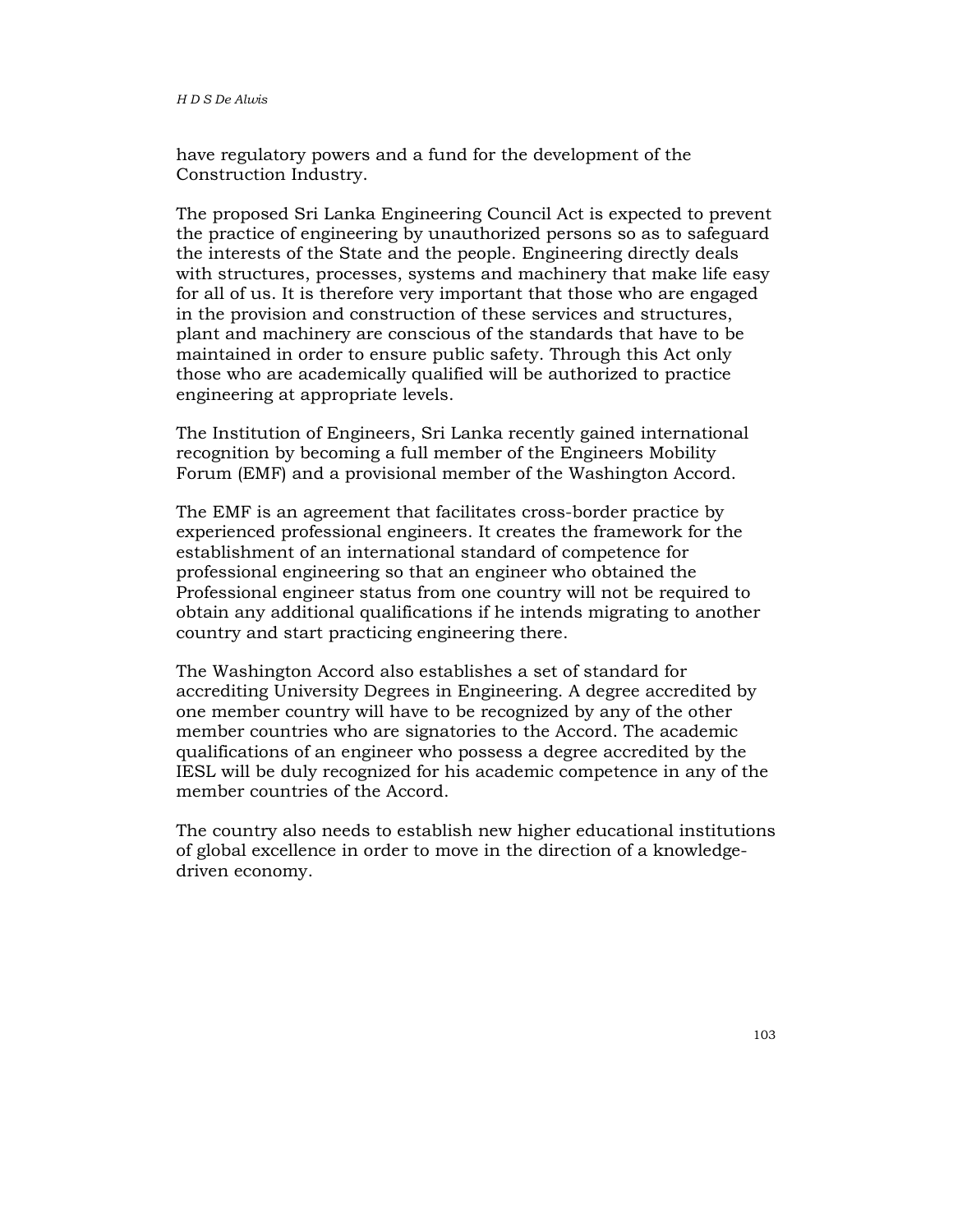have regulatory powers and a fund for the development of the Construction Industry.

The proposed Sri Lanka Engineering Council Act is expected to prevent the practice of engineering by unauthorized persons so as to safeguard the interests of the State and the people. Engineering directly deals with structures, processes, systems and machinery that make life easy for all of us. It is therefore very important that those who are engaged in the provision and construction of these services and structures, plant and machinery are conscious of the standards that have to be maintained in order to ensure public safety. Through this Act only those who are academically qualified will be authorized to practice engineering at appropriate levels.

The Institution of Engineers, Sri Lanka recently gained international recognition by becoming a full member of the Engineers Mobility Forum (EMF) and a provisional member of the Washington Accord.

The EMF is an agreement that facilitates cross-border practice by experienced professional engineers. It creates the framework for the establishment of an international standard of competence for professional engineering so that an engineer who obtained the Professional engineer status from one country will not be required to obtain any additional qualifications if he intends migrating to another country and start practicing engineering there.

The Washington Accord also establishes a set of standard for accrediting University Degrees in Engineering. A degree accredited by one member country will have to be recognized by any of the other member countries who are signatories to the Accord. The academic qualifications of an engineer who possess a degree accredited by the IESL will be duly recognized for his academic competence in any of the member countries of the Accord.

The country also needs to establish new higher educational institutions of global excellence in order to move in the direction of a knowledge-driven economy.